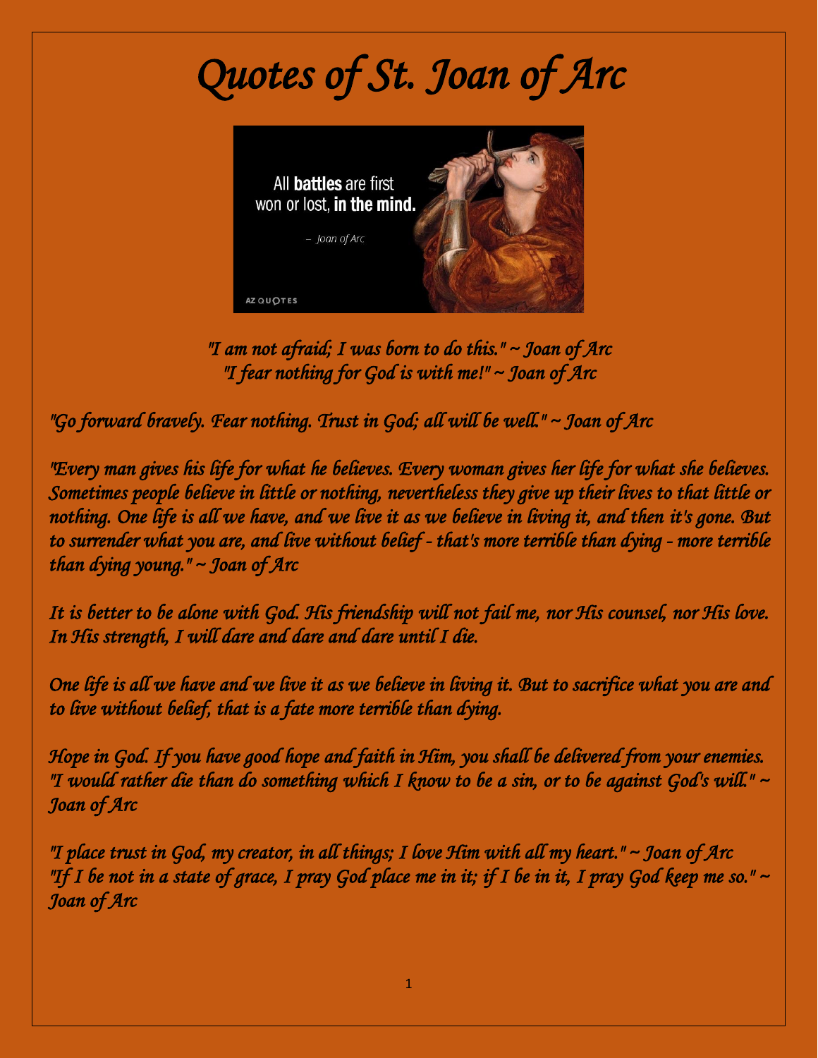# Quotes of St. Joan of Arc

"I am not afraid; I was born to do this." ~ Joan of Arc
"I fear nothing for God is with me!" ~ Joan of Arc

"Go forward bravely. Fear nothing. Trust in God; all will be well." ~ Joan of Arc

"Every man gives his life for what he believes. Every woman gives her life for what she believes. Sometimes people believe in little or nothing, nevertheless they give up their lives to that little or nothing. One life is all we have, and we live it as we believe in living it, and then it's gone. But to surrender what you are, and live without belief - that's more terrible than dying - more terrible than dying young." ~ Joan of Arc

It is better to be alone with God. His friendship will not fail me, nor His counsel, nor His love. In His strength, I will dare and dare and dare until I die.

One life is all we have and we live it as we believe in living it. But to sacrifice what you are and to live without belief, that is a fate more terrible than dying.

Hope in God. If you have good hope and faith in Him, you shall be delivered from your enemies.
"I would rather die than do something which I know to be a sin, or to be against God's will." ~ Joan of Arc

"I place trust in God, my creator, in all things; I love Him with all my heart." ~ Joan of Arc
"If I be not in a state of grace, I pray God place me in it; if I be in it, I pray God keep me so." ~ Joan of Arc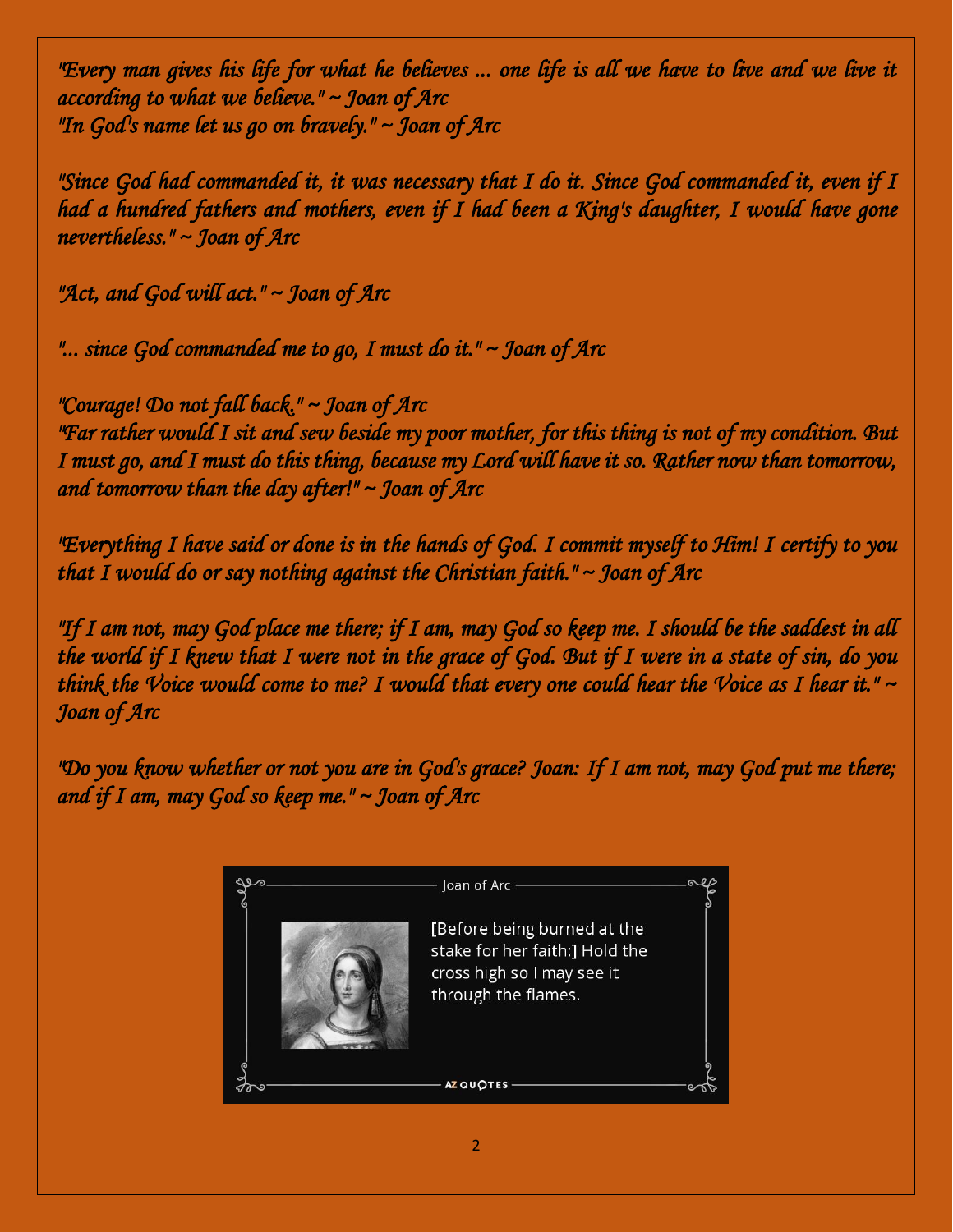*"Every man gives his life for what he believes ... one life is all we have to live and we live it according to what we believe." ~ Joan of Arc*
*"In God's name let us go on bravely." ~ Joan of Arc*

*"Since God had commanded it, it was necessary that I do it. Since God commanded it, even if I had a hundred fathers and mothers, even if I had been a King's daughter, I would have gone nevertheless." ~ Joan of Arc*

*"Act, and God will act." ~ Joan of Arc*

*"... since God commanded me to go, I must do it." ~ Joan of Arc*

*"Courage! Do not fall back." ~ Joan of Arc*
*"Far rather would I sit and sew beside my poor mother, for this thing is not of my condition. But I must go, and I must do this thing, because my Lord will have it so. Rather now than tomorrow, and tomorrow than the day after!" ~ Joan of Arc*

*"Everything I have said or done is in the hands of God. I commit myself to Him! I certify to you that I would do or say nothing against the Christian faith." ~ Joan of Arc*

*"If I am not, may God place me there; if I am, may God so keep me. I should be the saddest in all the world if I knew that I were not in the grace of God. But if I were in a state of sin, do you think the Voice would come to me? I would that every one could hear the Voice as I hear it." ~ Joan of Arc*

*"Do you know whether or not you are in God's grace? Joan: If I am not, may God put me there; and if I am, may God so keep me." ~ Joan of Arc*

Joan of Arc

[Before being burned at the stake for her faith:] Hold the cross high so I may see it through the flames.

AZ QUOTES